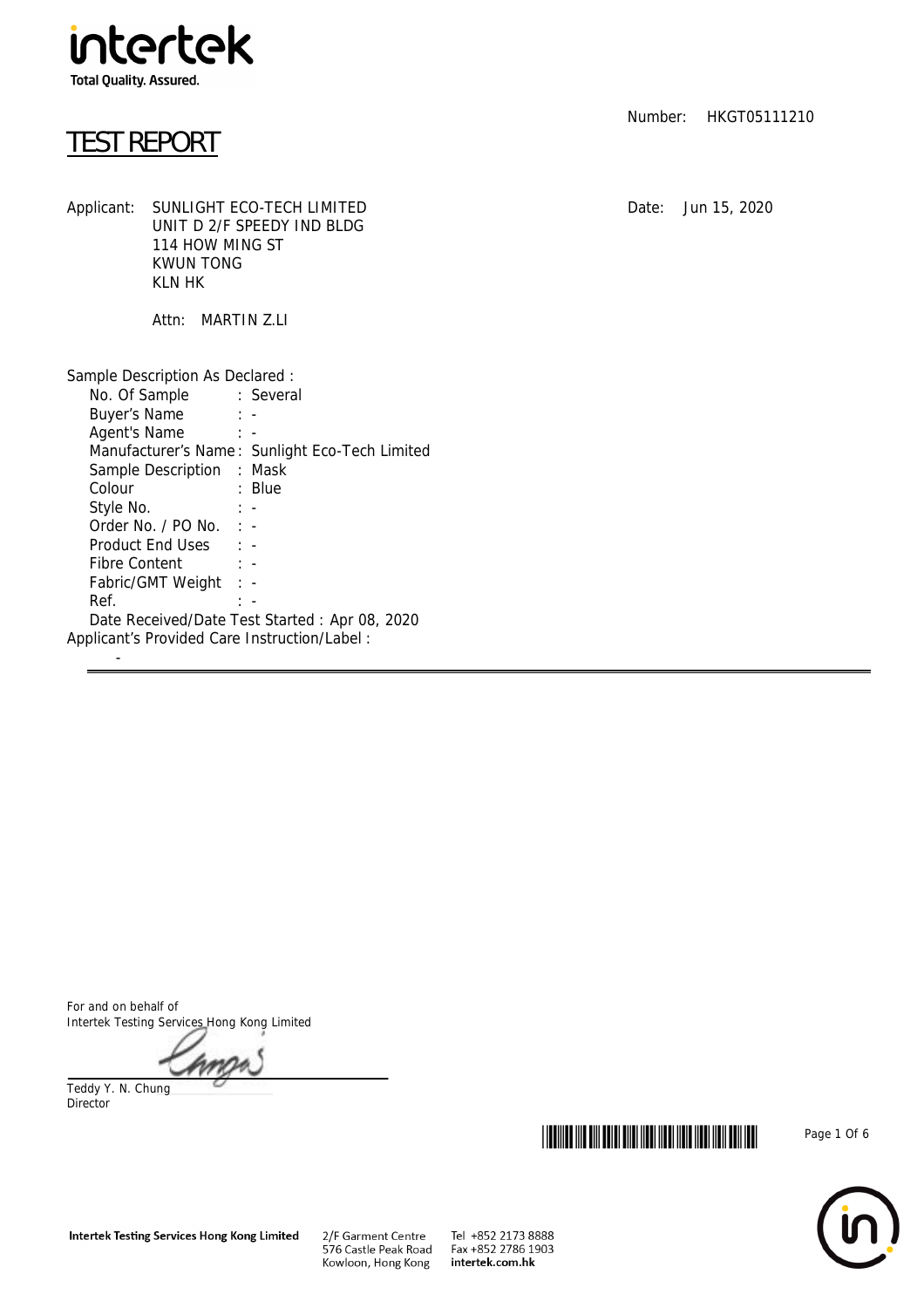intertek
Total Quality. Assured.

# TEST REPORT

Number: HKGT05111210

Applicant: SUNLIGHT ECO-TECH LIMITED
UNIT D 2/F SPEEDY IND BLDG
114 HOW MING ST
KWUN TONG
KLN HK

Date: Jun 15, 2020

Attn: MARTIN Z.LI

Sample Description As Declared :

| | |
|---|---|
| No. Of Sample | : Several |
| Buyer's Name | : - |
| Agent's Name | : - |
| Manufacturer's Name | : Sunlight Eco-Tech Limited |
| Sample Description | : Mask |
| Colour | : Blue |
| Style No. | : - |
| Order No. / PO No. | : - |
| Product End Uses | : - |
| Fibre Content | : - |
| Fabric/GMT Weight | : - |
| Ref. | : - |

Date Received/Date Test Started : Apr 08, 2020

Applicant's Provided Care Instruction/Label :

-

---

For and on behalf of
Intertek Testing Services Hong Kong Limited

Teddy Y. N. Chung
Director

Intertek Testing Services Hong Kong Limited
2/F Garment Centre
576 Castle Peak Road
Kowloon, Hong Kong
Tel +852 2173 8888
Fax +852 2786 1903
intertek.com.hk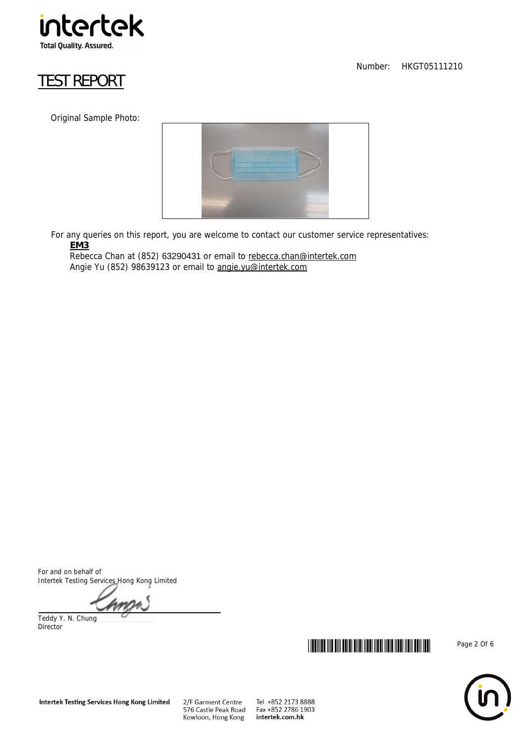# TEST REPORT

Number: HKGT05111210

Original Sample Photo:

For any queries on this report, you are welcome to contact our customer service representatives:

**EM3**

Rebecca Chan at (852) 63290431 or email to rebecca.chan@intertek.com

Angie Yu (852) 98639123 or email to angie.yu@intertek.com

For and on behalf of
Intertek Testing Services Hong Kong Limited

Teddy Y. N. Chung
Director

Intertek Testing Services Hong Kong Limited
2/F Garment Centre
576 Castle Peak Road
Kowloon, Hong Kong
Tel +852 2173 8888
Fax +852 2786 1903
intertek.com.hk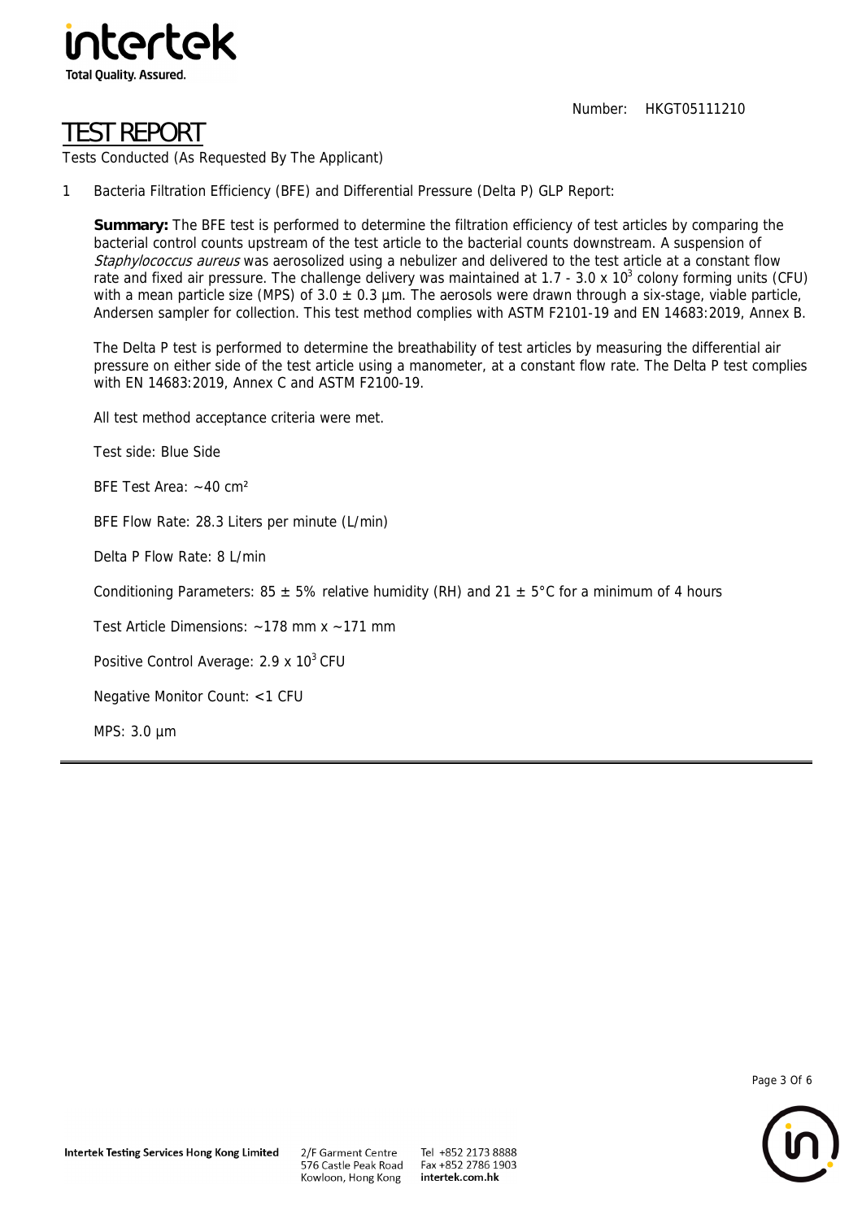Number: HKGT05111210

# TEST REPORT

Tests Conducted (As Requested By The Applicant)

1 Bacteria Filtration Efficiency (BFE) and Differential Pressure (Delta P) GLP Report:

**Summary:** The BFE test is performed to determine the filtration efficiency of test articles by comparing the bacterial control counts upstream of the test article to the bacterial counts downstream. A suspension of *Staphylococcus aureus* was aerosolized using a nebulizer and delivered to the test article at a constant flow rate and fixed air pressure. The challenge delivery was maintained at 1.7 - 3.0 x $10^3$ colony forming units (CFU) with a mean particle size (MPS) of 3.0 ± 0.3 µm. The aerosols were drawn through a six-stage, viable particle, Andersen sampler for collection. This test method complies with ASTM F2101-19 and EN 14683:2019, Annex B.

The Delta P test is performed to determine the breathability of test articles by measuring the differential air pressure on either side of the test article using a manometer, at a constant flow rate. The Delta P test complies with EN 14683:2019, Annex C and ASTM F2100-19.

All test method acceptance criteria were met.

Test side: Blue Side

BFE Test Area: ~40 cm²

BFE Flow Rate: 28.3 Liters per minute (L/min)

Delta P Flow Rate: 8 L/min

Conditioning Parameters: 85 ± 5% relative humidity (RH) and 21 ± 5°C for a minimum of 4 hours

Test Article Dimensions: ~178 mm x ~171 mm

Positive Control Average: 2.9 x $10^3$ CFU

Negative Monitor Count: <1 CFU

MPS: 3.0 µm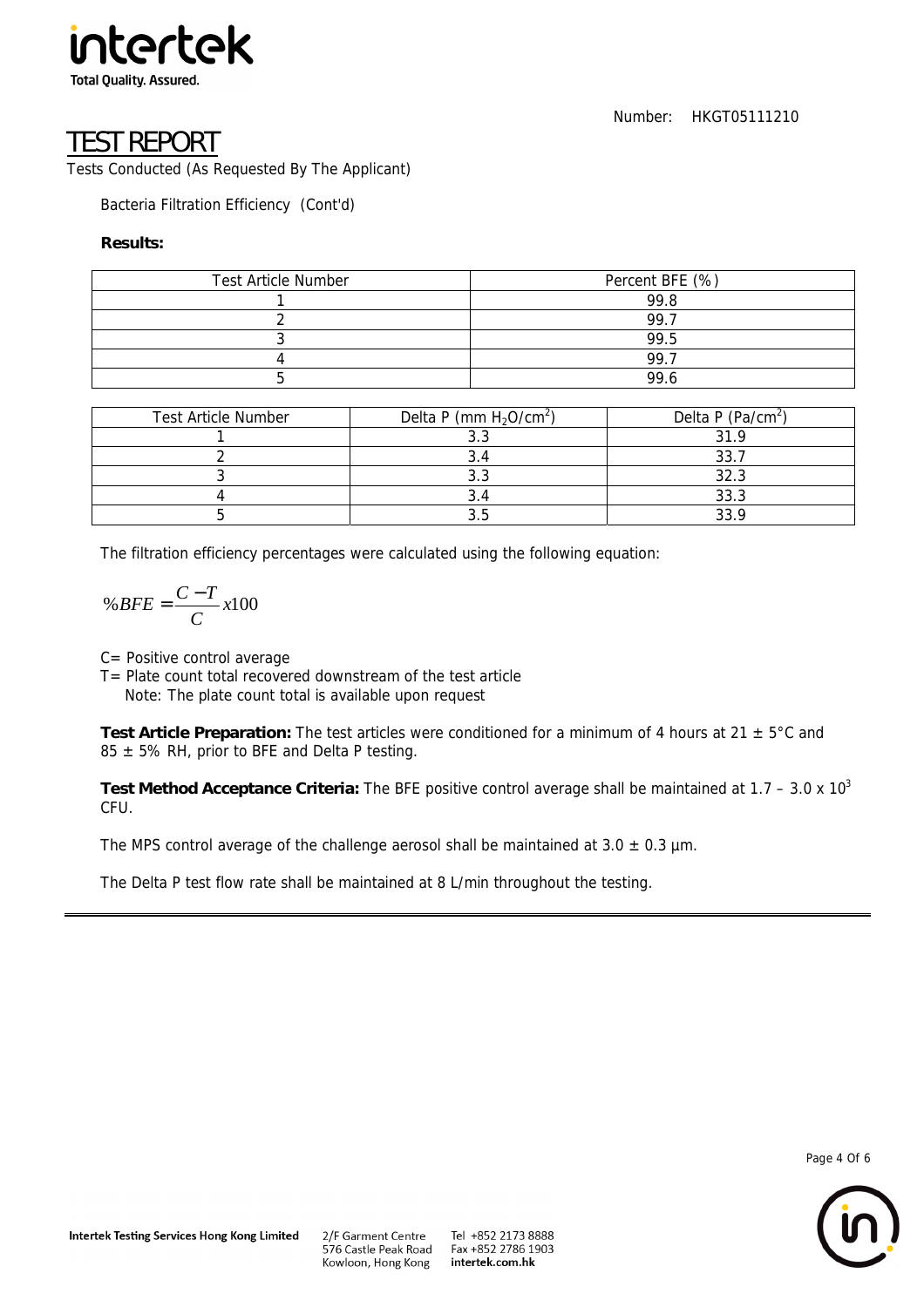Number: HKGT05111210

# TEST REPORT

Tests Conducted (As Requested By The Applicant)

Bacteria Filtration Efficiency (Cont'd)

**Results:**

| Test Article Number | Percent BFE (%) |
|---|---|
| 1 | 99.8 |
| 2 | 99.7 |
| 3 | 99.5 |
| 4 | 99.7 |
| 5 | 99.6 |

| Test Article Number | Delta P (mm $H_2O/cm^2$) | Delta P ($Pa/cm^2$) |
|---|---|---|
| 1 | 3.3 | 31.9 |
| 2 | 3.4 | 33.7 |
| 3 | 3.3 | 32.3 |
| 4 | 3.4 | 33.3 |
| 5 | 3.5 | 33.9 |

The filtration efficiency percentages were calculated using the following equation:

$$\%BFE = \frac{C - T}{C} x100$$

C= Positive control average

T= Plate count total recovered downstream of the test article
   Note: The plate count total is available upon request

**Test Article Preparation:** The test articles were conditioned for a minimum of 4 hours at 21 ± 5°C and 85 ± 5% RH, prior to BFE and Delta P testing.

**Test Method Acceptance Criteria:** The BFE positive control average shall be maintained at 1.7 – $3.0 \times 10^3$ CFU.

The MPS control average of the challenge aerosol shall be maintained at 3.0 ± 0.3 µm.

The Delta P test flow rate shall be maintained at 8 L/min throughout the testing.

Intertek Testing Services Hong Kong Limited
2/F Garment Centre
576 Castle Peak Road
Kowloon, Hong Kong
Tel +852 2173 8888
Fax +852 2786 1903
intertek.com.hk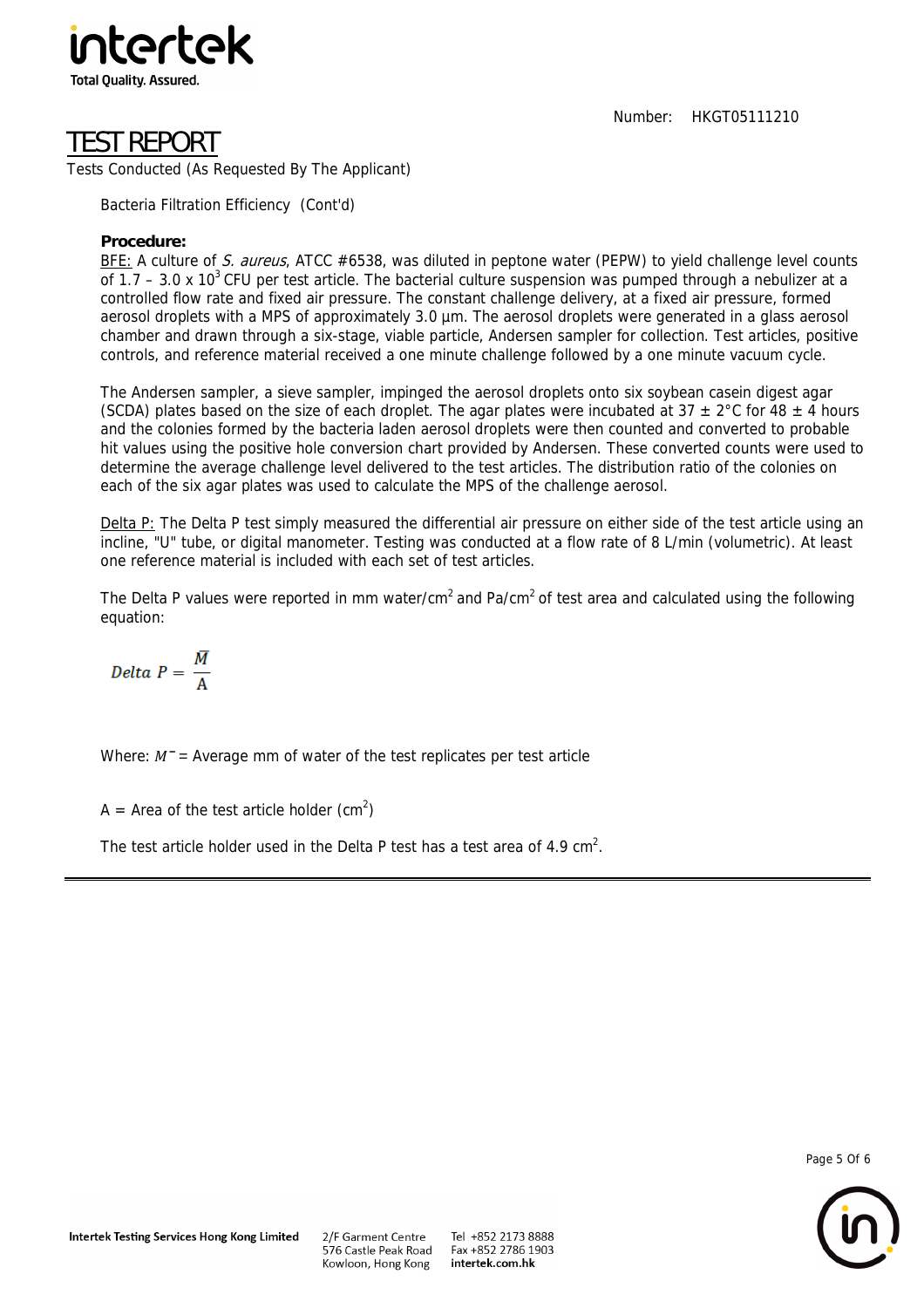Number: HKGT05111210

# TEST REPORT

Tests Conducted (As Requested By The Applicant)

Bacteria Filtration Efficiency (Cont'd)

**Procedure:**

BFE: A culture of *S. aureus*, ATCC #6538, was diluted in peptone water (PEPW) to yield challenge level counts of 1.7 – 3.0 x $10^3$ CFU per test article. The bacterial culture suspension was pumped through a nebulizer at a controlled flow rate and fixed air pressure. The constant challenge delivery, at a fixed air pressure, formed aerosol droplets with a MPS of approximately 3.0 µm. The aerosol droplets were generated in a glass aerosol chamber and drawn through a six-stage, viable particle, Andersen sampler for collection. Test articles, positive controls, and reference material received a one minute challenge followed by a one minute vacuum cycle.

The Andersen sampler, a sieve sampler, impinged the aerosol droplets onto six soybean casein digest agar (SCDA) plates based on the size of each droplet. The agar plates were incubated at 37 ± 2°C for 48 ± 4 hours and the colonies formed by the bacteria laden aerosol droplets were then counted and converted to probable hit values using the positive hole conversion chart provided by Andersen. These converted counts were used to determine the average challenge level delivered to the test articles. The distribution ratio of the colonies on each of the six agar plates was used to calculate the MPS of the challenge aerosol.

Delta P: The Delta P test simply measured the differential air pressure on either side of the test article using an incline, "U" tube, or digital manometer. Testing was conducted at a flow rate of 8 L/min (volumetric). At least one reference material is included with each set of test articles.

The Delta P values were reported in mm water/$cm^2$ and Pa/$cm^2$ of test area and calculated using the following equation:

$$Delta\ P = \frac{\bar{M}}{A}$$

Where: $M^{-}$ = Average mm of water of the test replicates per test article

A = Area of the test article holder ($cm^2$)

The test article holder used in the Delta P test has a test area of 4.9 $cm^2$.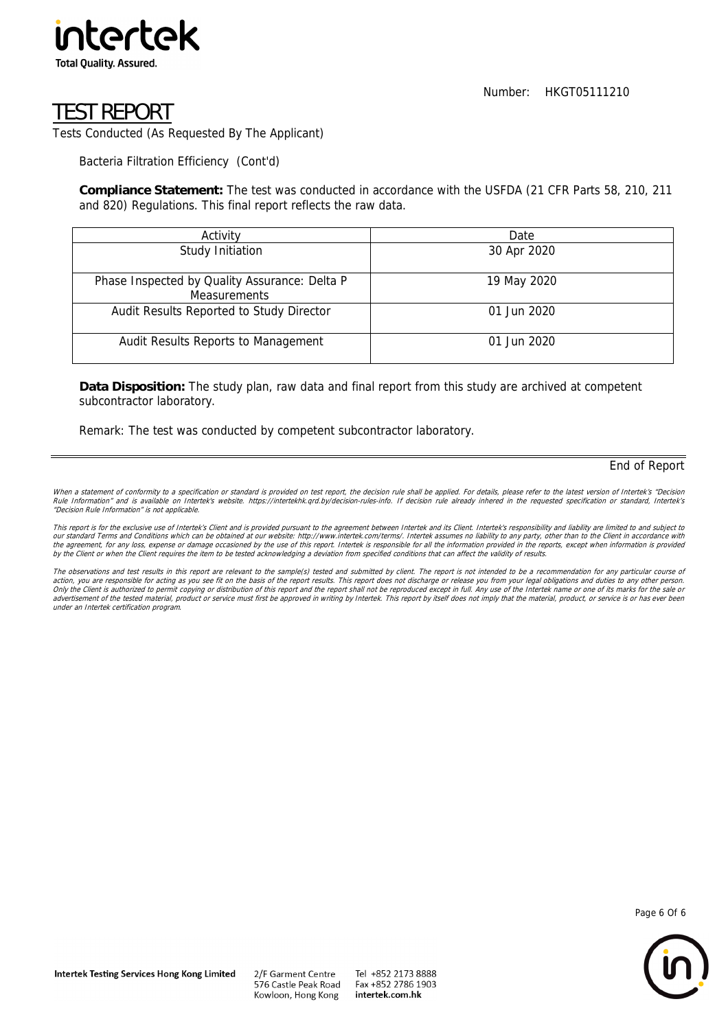Number: HKGT05111210

# TEST REPORT

Tests Conducted (As Requested By The Applicant)

Bacteria Filtration Efficiency (Cont'd)

**Compliance Statement:** The test was conducted in accordance with the USFDA (21 CFR Parts 58, 210, 211 and 820) Regulations. This final report reflects the raw data.

| Activity | Date |
|---|---|
| Study Initiation | 30 Apr 2020 |
| Phase Inspected by Quality Assurance: Delta P Measurements | 19 May 2020 |
| Audit Results Reported to Study Director | 01 Jun 2020 |
| Audit Results Reports to Management | 01 Jun 2020 |

**Data Disposition:** The study plan, raw data and final report from this study are archived at competent subcontractor laboratory.

Remark: The test was conducted by competent subcontractor laboratory.

End of Report

*When a statement of conformity to a specification or standard is provided on test report, the decision rule shall be applied. For details, please refer to the latest version of Intertek's "Decision Rule Information" and is available on Intertek's website. https://intertekhk.qrd.by/decision-rules-info. If decision rule already inhered in the requested specification or standard, Intertek's "Decision Rule Information" is not applicable.*

*This report is for the exclusive use of Intertek's Client and is provided pursuant to the agreement between Intertek and its Client. Intertek's responsibility and liability are limited to and subject to our standard Terms and Conditions which can be obtained at our website: http://www.intertek.com/terms/. Intertek assumes no liability to any party, other than to the Client in accordance with the agreement, for any loss, expense or damage occasioned by the use of this report. Intertek is responsible for all the information provided in the reports, except when information is provided by the Client or when the Client requires the item to be tested acknowledging a deviation from specified conditions that can affect the validity of results.*

*The observations and test results in this report are relevant to the sample(s) tested and submitted by client. The report is not intended to be a recommendation for any particular course of action, you are responsible for acting as you see fit on the basis of the report results. This report does not discharge or release you from your legal obligations and duties to any other person. Only the Client is authorized to permit copying or distribution of this report and the report shall not be reproduced except in full. Any use of the Intertek name or one of its marks for the sale or advertisement of the tested material, product or service must first be approved in writing by Intertek. This report by itself does not imply that the material, product, or service is or has ever been under an Intertek certification program.*